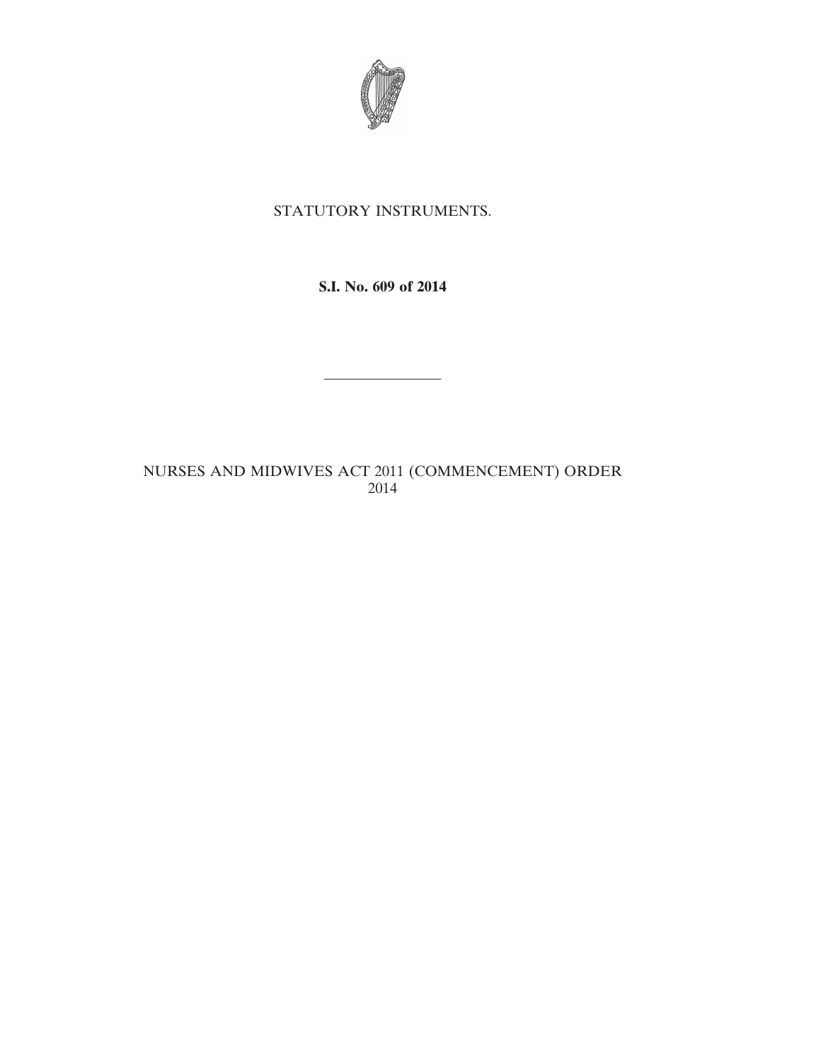STATUTORY INSTRUMENTS.

**S.I. No. 609 of 2014**

---

NURSES AND MIDWIVES ACT 2011 (COMMENCEMENT) ORDER 2014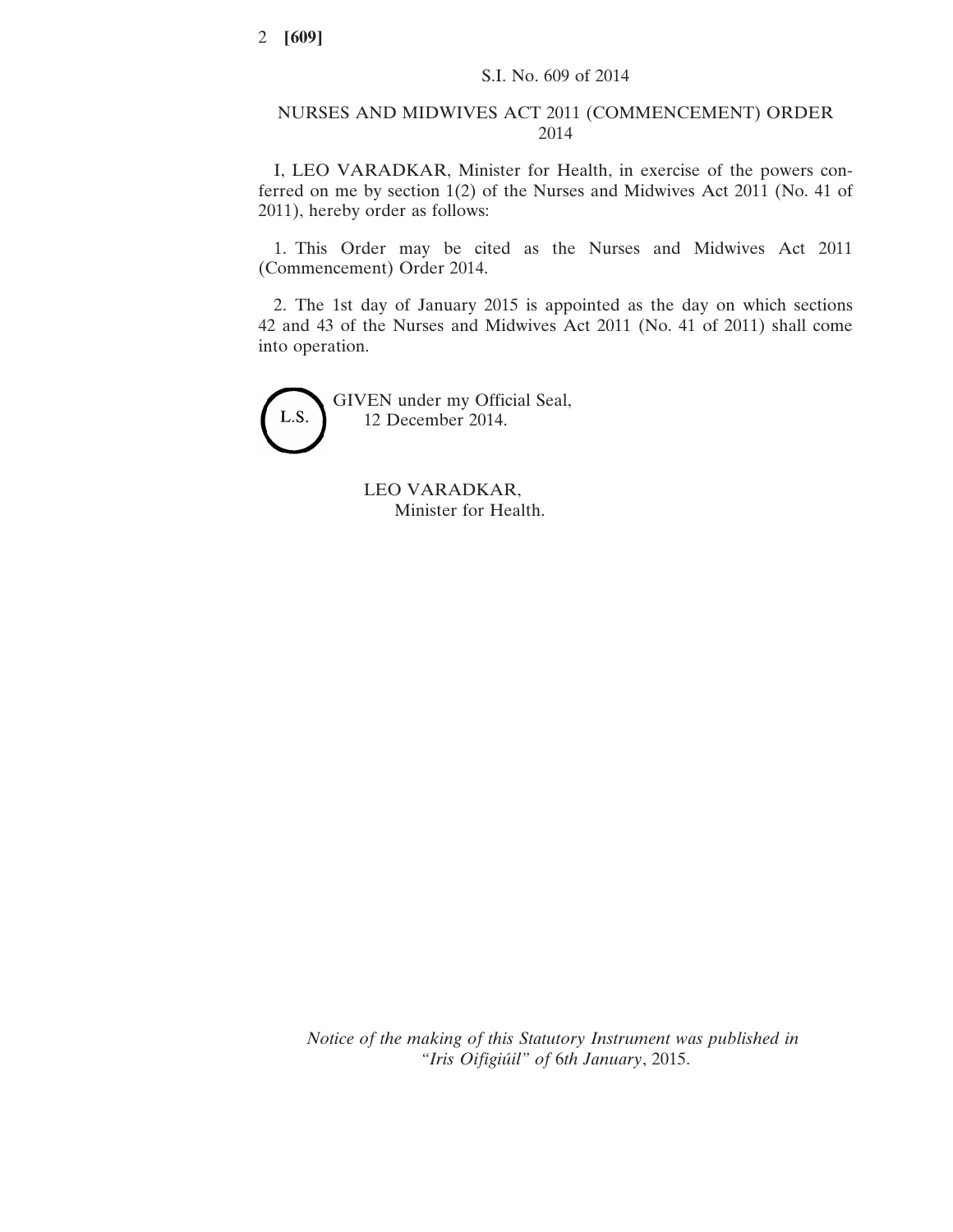S.I. No. 609 of 2014

# NURSES AND MIDWIVES ACT 2011 (COMMENCEMENT) ORDER 2014

I, LEO VARADKAR, Minister for Health, in exercise of the powers conferred on me by section 1(2) of the Nurses and Midwives Act 2011 (No. 41 of 2011), hereby order as follows:

1. This Order may be cited as the Nurses and Midwives Act 2011 (Commencement) Order 2014.

2. The 1st day of January 2015 is appointed as the day on which sections 42 and 43 of the Nurses and Midwives Act 2011 (No. 41 of 2011) shall come into operation.

L.S.

GIVEN under my Official Seal,
12 December 2014.

LEO VARADKAR,
Minister for Health.

*Notice of the making of this Statutory Instrument was published in "Iris Oifigiúil" of 6th January, 2015.*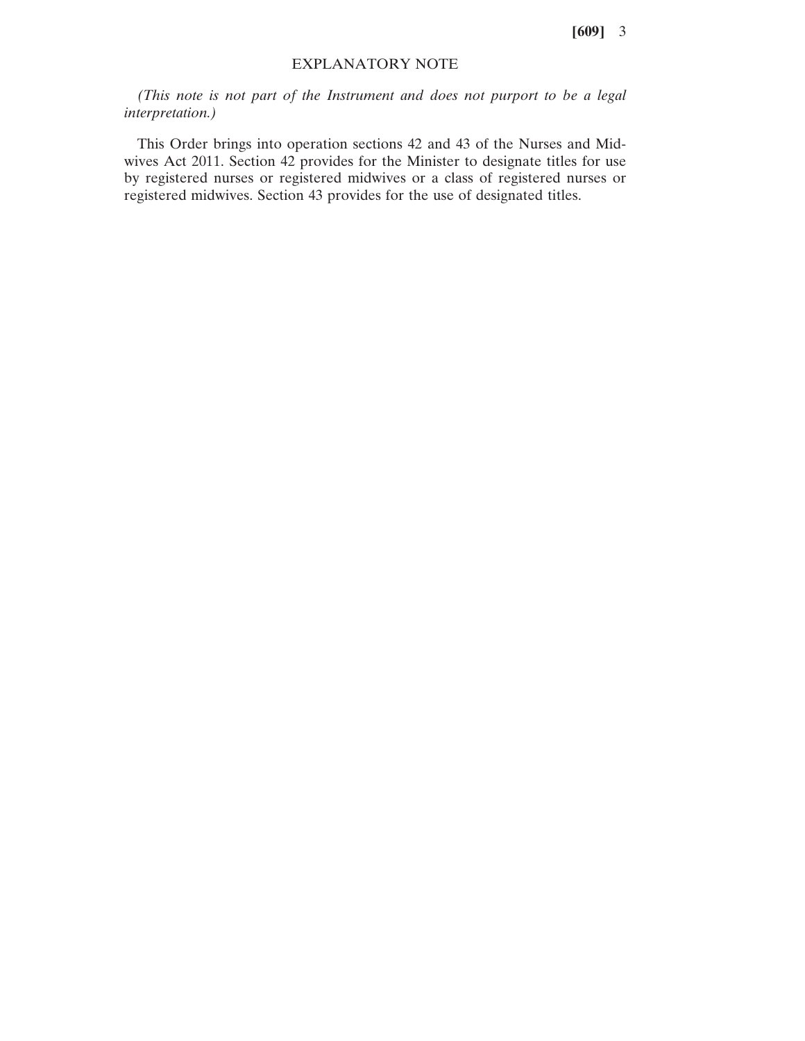## EXPLANATORY NOTE

*(This note is not part of the Instrument and does not purport to be a legal interpretation.)*

This Order brings into operation sections 42 and 43 of the Nurses and Midwives Act 2011. Section 42 provides for the Minister to designate titles for use by registered nurses or registered midwives or a class of registered nurses or registered midwives. Section 43 provides for the use of designated titles.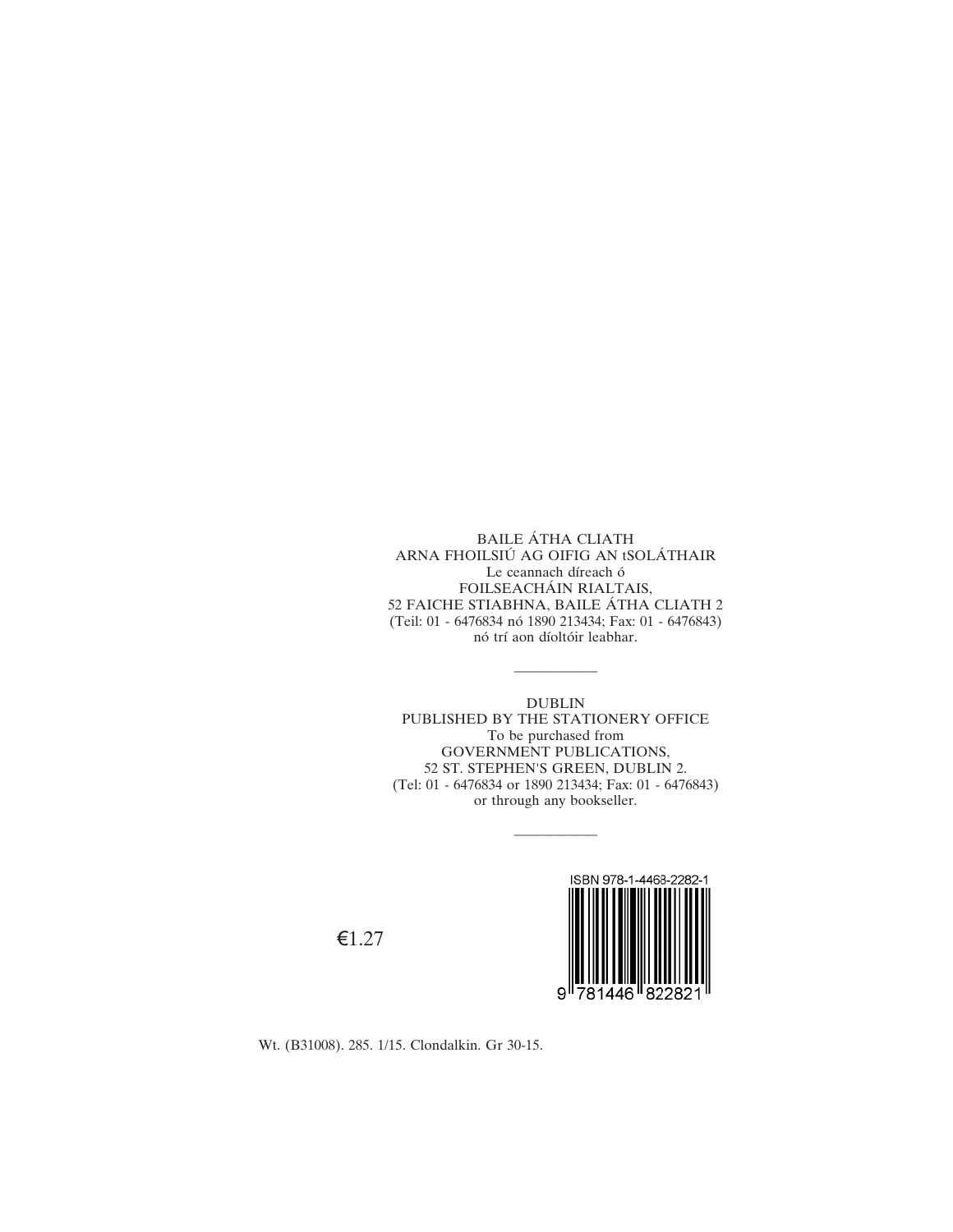BAILE ÁTHA CLIATH
ARNA FHOILSIÚ AG OIFIG AN tSOLÁTHAIR
Le ceannach díreach ó
FOILSEACHÁIN RIALTAIS,
52 FAICHE STIABHNA, BAILE ÁTHA CLIATH 2
(Teil: 01 - 6476834 nó 1890 213434; Fax: 01 - 6476843)
nó trí aon díoltóir leabhar.

---

DUBLIN
PUBLISHED BY THE STATIONERY OFFICE
To be purchased from
GOVERNMENT PUBLICATIONS,
52 ST. STEPHEN'S GREEN, DUBLIN 2.
(Tel: 01 - 6476834 or 1890 213434; Fax: 01 - 6476843)
or through any bookseller.

---

ISBN 978-1-4468-2282-1

9 781446 822821

€1.27

Wt. (B31008). 285. 1/15. Clondalkin. Gr 30-15.